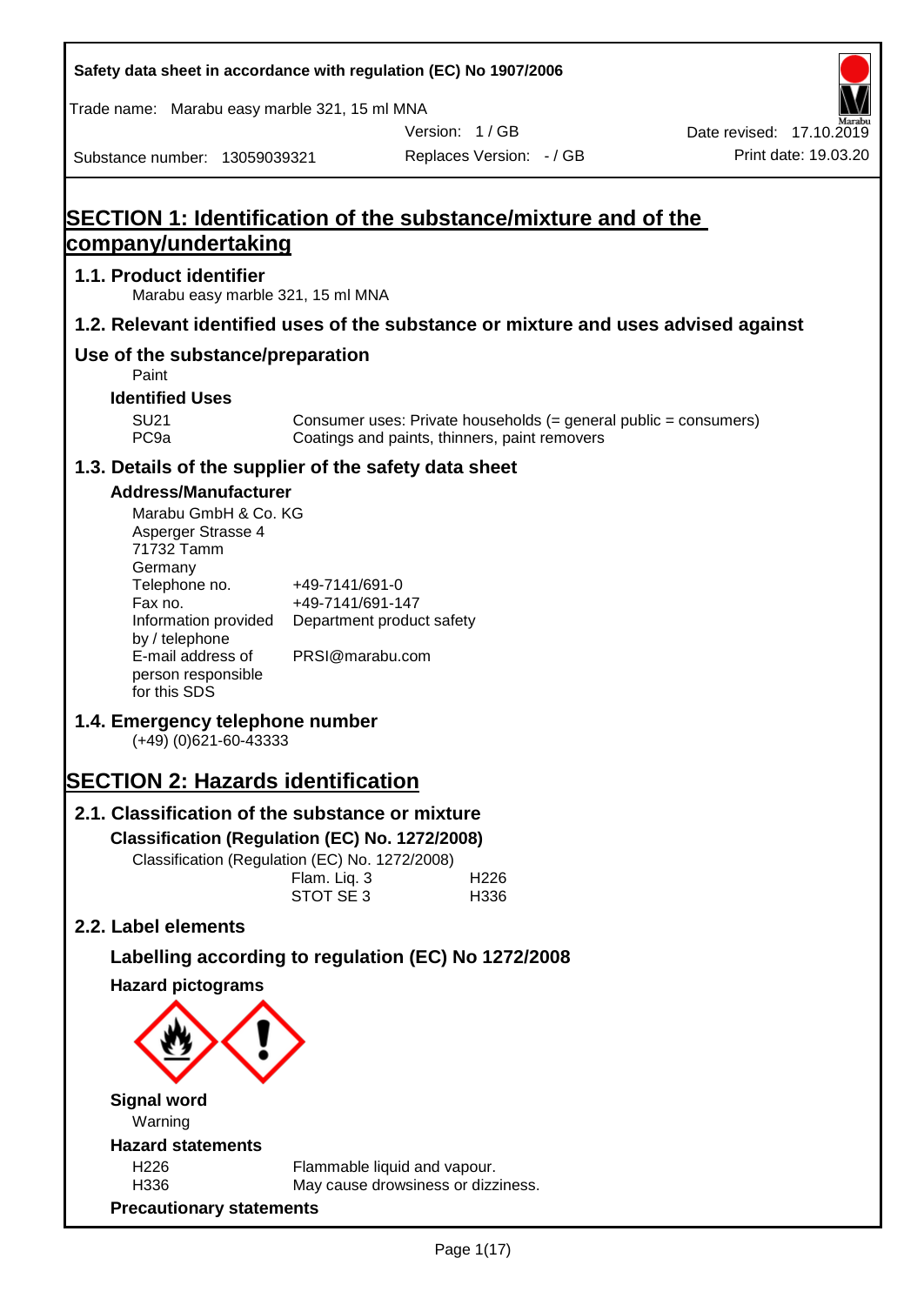Safety data sheet in accordance with regulation (EC) No 1907/2006

Trade name: Marabu easy marble 321, 15 ml MNA

Version: 1 / GB

Date revised: 17.10.2019

Substance number: 13059039321

Replaces Version: - / GB

Print date: 19.03.20

# SECTION 1: Identification of the substance/mixture and of the company/undertaking

## 1.1. Product identifier

Marabu easy marble 321, 15 ml MNA

## 1.2. Relevant identified uses of the substance or mixture and uses advised against

## Use of the substance/preparation

Paint

### Identified Uses

| | |
|---|---|
| SU21 | Consumer uses: Private households (= general public = consumers) |
| PC9a | Coatings and paints, thinners, paint removers |

## 1.3. Details of the supplier of the safety data sheet

### Address/Manufacturer

Marabu GmbH & Co. KG
Asperger Strasse 4
71732 Tamm
Germany

| | |
|---|---|
| Telephone no. | +49-7141/691-0 |
| Fax no. | +49-7141/691-147 |
| Information provided by / telephone | Department product safety |
| E-mail address of person responsible for this SDS | PRSI@marabu.com |

## 1.4. Emergency telephone number

(+49) (0)621-60-43333

# SECTION 2: Hazards identification

## 2.1. Classification of the substance or mixture

### Classification (Regulation (EC) No. 1272/2008)

Classification (Regulation (EC) No. 1272/2008)

| | |
|---|---|
| Flam. Liq. 3 | H226 |
| STOT SE 3 | H336 |

## 2.2. Label elements

### Labelling according to regulation (EC) No 1272/2008

### Hazard pictograms

### Signal word

Warning

### Hazard statements

| | |
|---|---|
| H226 | Flammable liquid and vapour. |
| H336 | May cause drowsiness or dizziness. |

### Precautionary statements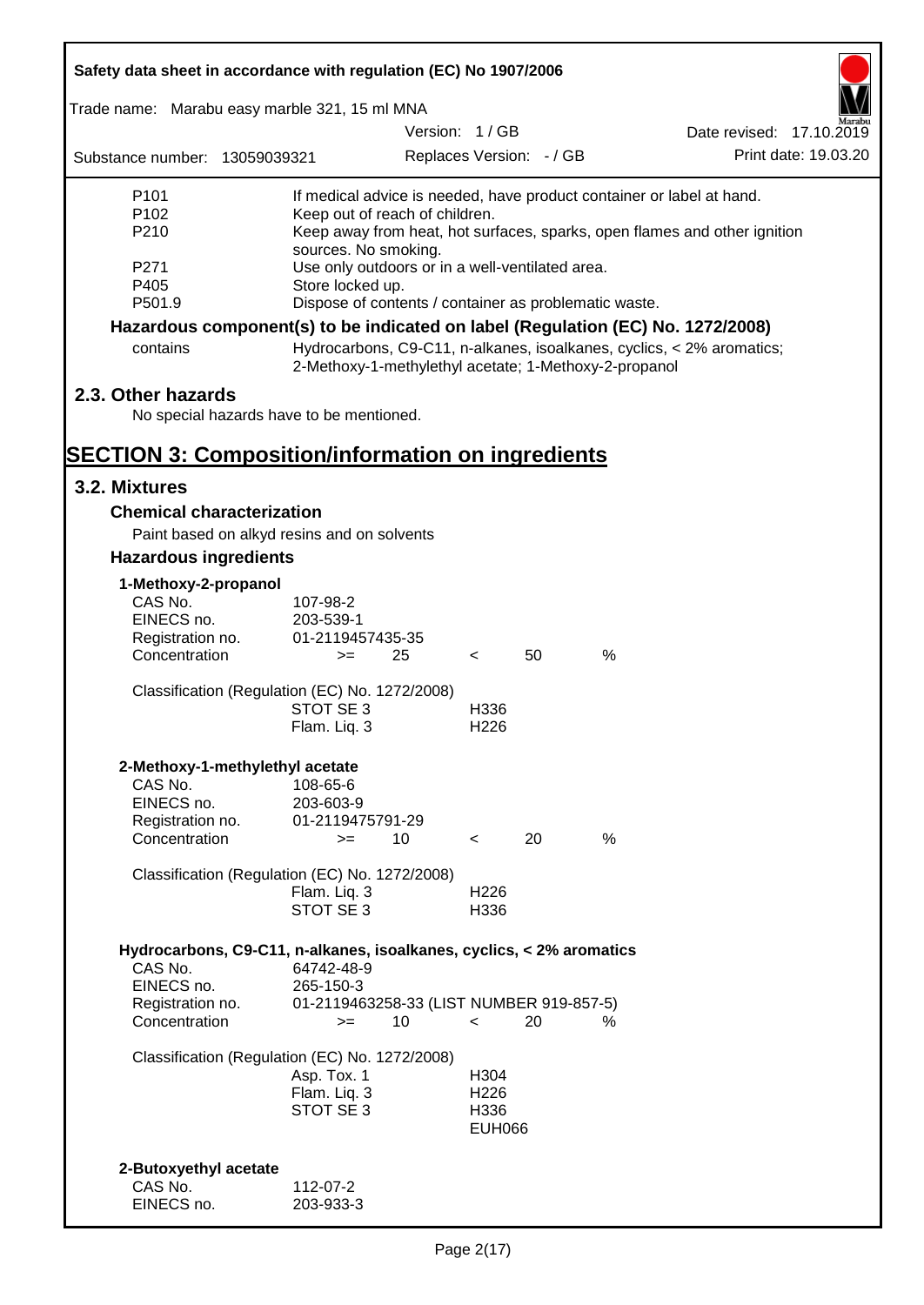| | |
|---|---|
| P101 | If medical advice is needed, have product container or label at hand. |
| P102 | Keep out of reach of children. |
| P210 | Keep away from heat, hot surfaces, sparks, open flames and other ignition sources. No smoking. |
| P271 | Use only outdoors or in a well-ventilated area. |
| P405 | Store locked up. |
| P501.9 | Dispose of contents / container as problematic waste. |

**Hazardous component(s) to be indicated on label (Regulation (EC) No. 1272/2008)**

| | |
|---|---|
| contains | Hydrocarbons, C9-C11, n-alkanes, isoalkanes, cyclics, < 2% aromatics; 2-Methoxy-1-methylethyl acetate; 1-Methoxy-2-propanol |

## 2.3. Other hazards

No special hazards have to be mentioned.

# SECTION 3: Composition/information on ingredients

## 3.2. Mixtures

### Chemical characterization

Paint based on alkyd resins and on solvents

### Hazardous ingredients

**1-Methoxy-2-propanol**

| | | | | | |
|---|---|---|---|---|---|
| CAS No. | 107-98-2 | | | | |
| EINECS no. | 203-539-1 | | | | |
| Registration no. | 01-2119457435-35 | | | | |
| Concentration | >= | 25 | < | 50 | % |

Classification (Regulation (EC) No. 1272/2008)

| | |
|---|---|
| STOT SE 3 | H336 |
| Flam. Liq. 3 | H226 |

**2-Methoxy-1-methylethyl acetate**

| | | | | | |
|---|---|---|---|---|---|
| CAS No. | 108-65-6 | | | | |
| EINECS no. | 203-603-9 | | | | |
| Registration no. | 01-2119475791-29 | | | | |
| Concentration | >= | 10 | < | 20 | % |

Classification (Regulation (EC) No. 1272/2008)

| | |
|---|---|
| Flam. Liq. 3 | H226 |
| STOT SE 3 | H336 |

**Hydrocarbons, C9-C11, n-alkanes, isoalkanes, cyclics, < 2% aromatics**

| | | | | | |
|---|---|---|---|---|---|
| CAS No. | 64742-48-9 | | | | |
| EINECS no. | 265-150-3 | | | | |
| Registration no. | 01-2119463258-33 (LIST NUMBER 919-857-5) | | | | |
| Concentration | >= | 10 | < | 20 | % |

Classification (Regulation (EC) No. 1272/2008)

| | |
|---|---|
| Asp. Tox. 1 | H304 |
| Flam. Liq. 3 | H226 |
| STOT SE 3 | H336 |
| | EUH066 |

**2-Butoxyethyl acetate**

| | |
|---|---|
| CAS No. | 112-07-2 |
| EINECS no. | 203-933-3 |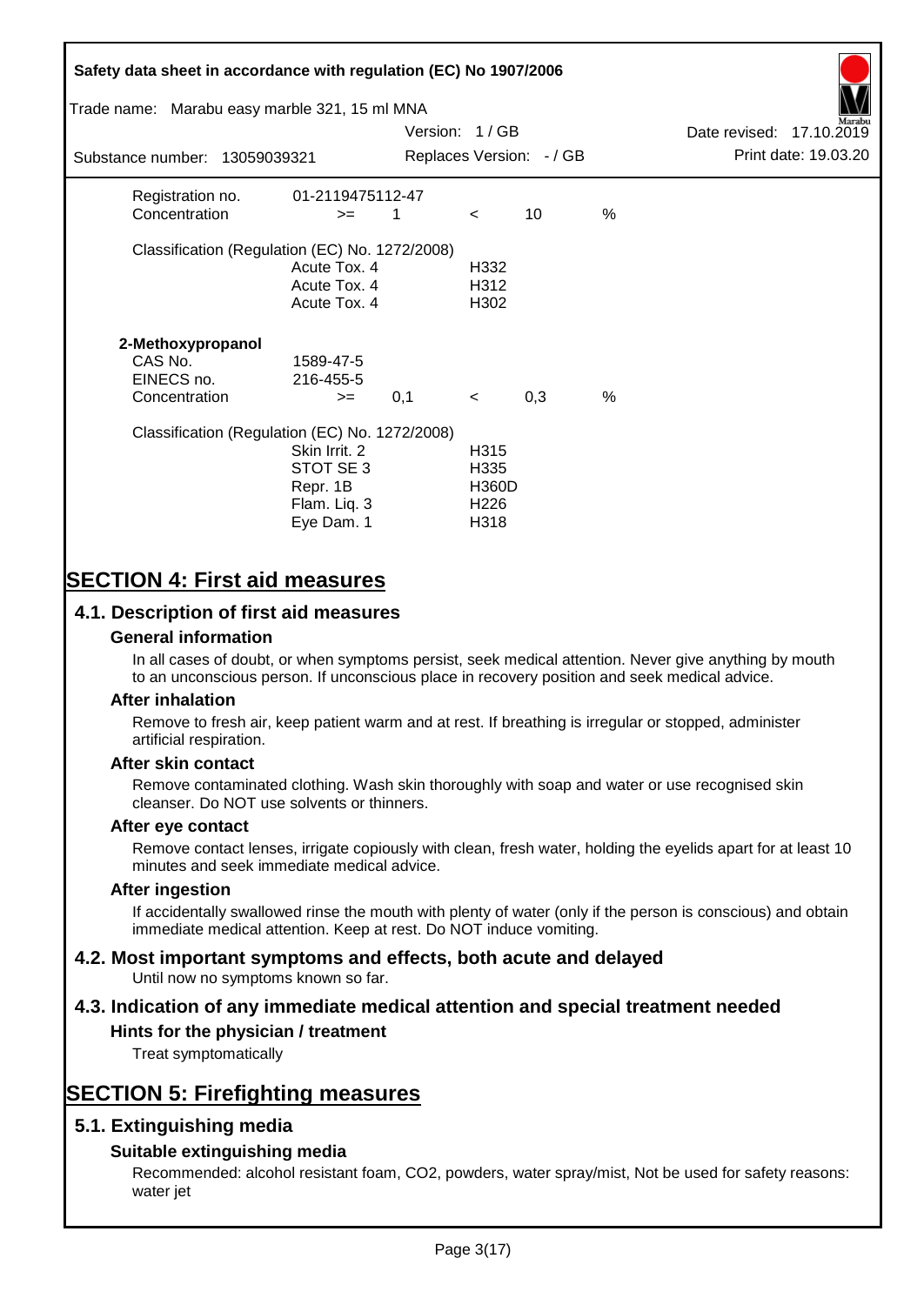| | | | | | |
|---|---|---|---|---|---|
| Registration no. | 01-2119475112-47 | | | | |
| Concentration | >= | 1 | < | 10 | % |

Classification (Regulation (EC) No. 1272/2008)

| | |
|---|---|
| Acute Tox. 4 | H332 |
| Acute Tox. 4 | H312 |
| Acute Tox. 4 | H302 |

**2-Methoxypropanol**

| | | | | | |
|---|---|---|---|---|---|
| CAS No. | 1589-47-5 | | | | |
| EINECS no. | 216-455-5 | | | | |
| Concentration | >= | 0,1 | < | 0,3 | % |

Classification (Regulation (EC) No. 1272/2008)

| | |
|---|---|
| Skin Irrit. 2 | H315 |
| STOT SE 3 | H335 |
| Repr. 1B | H360D |
| Flam. Liq. 3 | H226 |
| Eye Dam. 1 | H318 |

# SECTION 4: First aid measures

## 4.1. Description of first aid measures

### General information

In all cases of doubt, or when symptoms persist, seek medical attention. Never give anything by mouth to an unconscious person. If unconscious place in recovery position and seek medical advice.

### After inhalation

Remove to fresh air, keep patient warm and at rest. If breathing is irregular or stopped, administer artificial respiration.

### After skin contact

Remove contaminated clothing. Wash skin thoroughly with soap and water or use recognised skin cleanser. Do NOT use solvents or thinners.

### After eye contact

Remove contact lenses, irrigate copiously with clean, fresh water, holding the eyelids apart for at least 10 minutes and seek immediate medical advice.

### After ingestion

If accidentally swallowed rinse the mouth with plenty of water (only if the person is conscious) and obtain immediate medical attention. Keep at rest. Do NOT induce vomiting.

## 4.2. Most important symptoms and effects, both acute and delayed

Until now no symptoms known so far.

## 4.3. Indication of any immediate medical attention and special treatment needed

### Hints for the physician / treatment

Treat symptomatically

# SECTION 5: Firefighting measures

## 5.1. Extinguishing media

### Suitable extinguishing media

Recommended: alcohol resistant foam, CO2, powders, water spray/mist, Not be used for safety reasons: water jet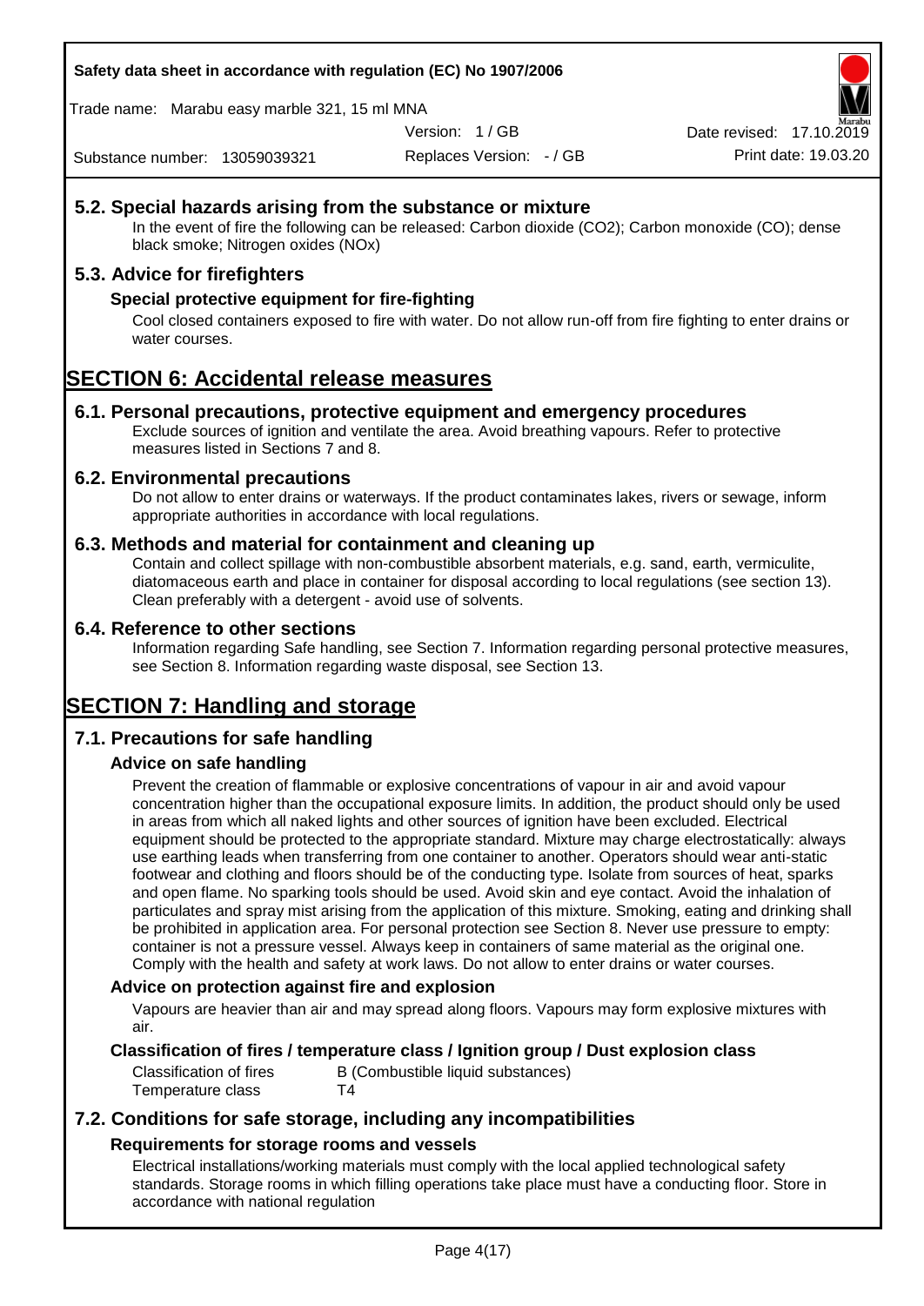### 5.2. Special hazards arising from the substance or mixture

In the event of fire the following can be released: Carbon dioxide ($CO_2$); Carbon monoxide (CO); dense black smoke; Nitrogen oxides (NOx)

### 5.3. Advice for firefighters

#### Special protective equipment for fire-fighting

Cool closed containers exposed to fire with water. Do not allow run-off from fire fighting to enter drains or water courses.

## SECTION 6: Accidental release measures

### 6.1. Personal precautions, protective equipment and emergency procedures

Exclude sources of ignition and ventilate the area. Avoid breathing vapours. Refer to protective measures listed in Sections 7 and 8.

### 6.2. Environmental precautions

Do not allow to enter drains or waterways. If the product contaminates lakes, rivers or sewage, inform appropriate authorities in accordance with local regulations.

### 6.3. Methods and material for containment and cleaning up

Contain and collect spillage with non-combustible absorbent materials, e.g. sand, earth, vermiculite, diatomaceous earth and place in container for disposal according to local regulations (see section 13). Clean preferably with a detergent - avoid use of solvents.

### 6.4. Reference to other sections

Information regarding Safe handling, see Section 7. Information regarding personal protective measures, see Section 8. Information regarding waste disposal, see Section 13.

## SECTION 7: Handling and storage

### 7.1. Precautions for safe handling

#### Advice on safe handling

Prevent the creation of flammable or explosive concentrations of vapour in air and avoid vapour concentration higher than the occupational exposure limits. In addition, the product should only be used in areas from which all naked lights and other sources of ignition have been excluded. Electrical equipment should be protected to the appropriate standard. Mixture may charge electrostatically: always use earthing leads when transferring from one container to another. Operators should wear anti-static footwear and clothing and floors should be of the conducting type. Isolate from sources of heat, sparks and open flame. No sparking tools should be used. Avoid skin and eye contact. Avoid the inhalation of particulates and spray mist arising from the application of this mixture. Smoking, eating and drinking shall be prohibited in application area. For personal protection see Section 8. Never use pressure to empty: container is not a pressure vessel. Always keep in containers of same material as the original one. Comply with the health and safety at work laws. Do not allow to enter drains or water courses.

#### Advice on protection against fire and explosion

Vapours are heavier than air and may spread along floors. Vapours may form explosive mixtures with air.

#### Classification of fires / temperature class / Ignition group / Dust explosion class

| | |
|---|---|
| Classification of fires | B (Combustible liquid substances) |
| Temperature class | T4 |

### 7.2. Conditions for safe storage, including any incompatibilities

#### Requirements for storage rooms and vessels

Electrical installations/working materials must comply with the local applied technological safety standards. Storage rooms in which filling operations take place must have a conducting floor. Store in accordance with national regulation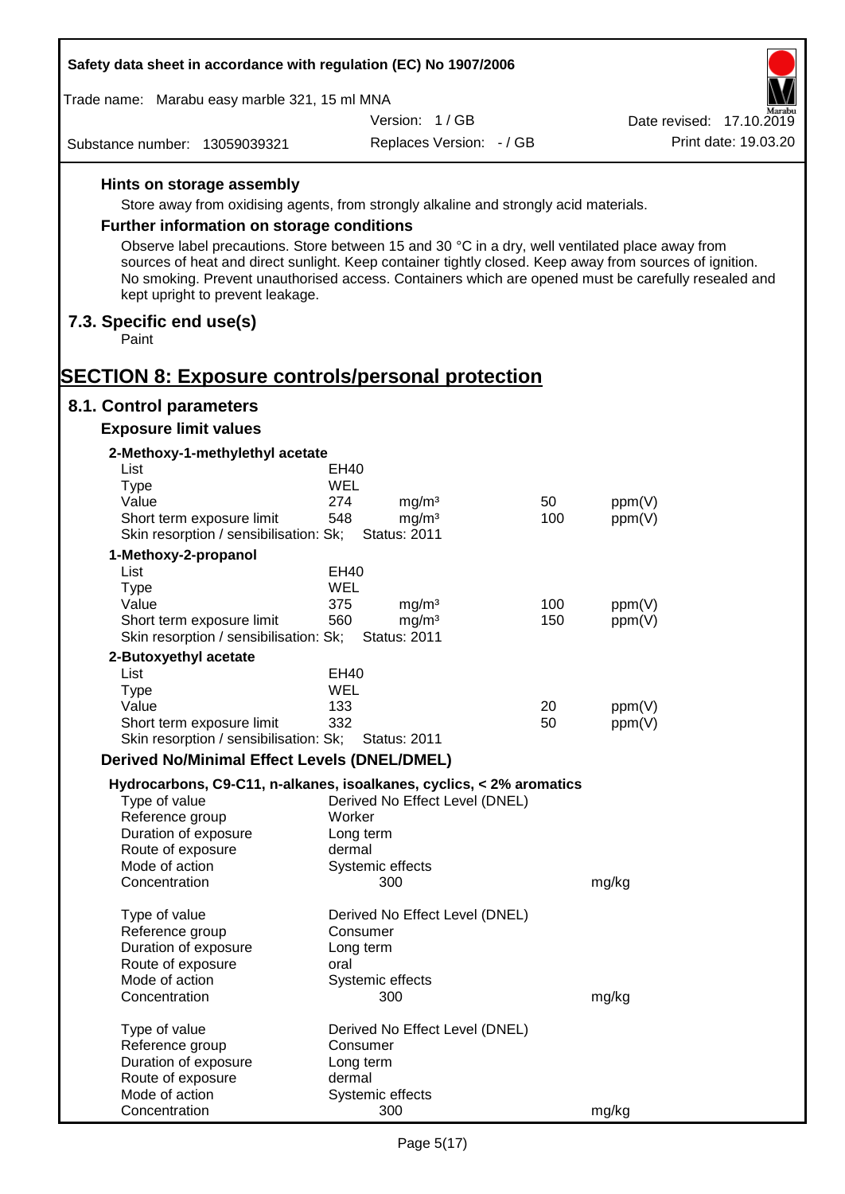#### Hints on storage assembly

Store away from oxidising agents, from strongly alkaline and strongly acid materials.

#### Further information on storage conditions

Observe label precautions. Store between 15 and 30 °C in a dry, well ventilated place away from sources of heat and direct sunlight. Keep container tightly closed. Keep away from sources of ignition. No smoking. Prevent unauthorised access. Containers which are opened must be carefully resealed and kept upright to prevent leakage.

### 7.3. Specific end use(s)

Paint

# SECTION 8: Exposure controls/personal protection

## 8.1. Control parameters

### Exposure limit values

**2-Methoxy-1-methylethyl acetate**

| | | | | |
|---|---|---|---|---|
| List | EH40 | | | |
| Type | WEL | | | |
| Value | 274 | mg/m³ | 50 | ppm(V) |
| Short term exposure limit | 548 | mg/m³ | 100 | ppm(V) |
| Skin resorption / sensibilisation: Sk; | Status: 2011 | | | |

**1-Methoxy-2-propanol**

| | | | | |
|---|---|---|---|---|
| List | EH40 | | | |
| Type | WEL | | | |
| Value | 375 | mg/m³ | 100 | ppm(V) |
| Short term exposure limit | 560 | mg/m³ | 150 | ppm(V) |
| Skin resorption / sensibilisation: Sk; | Status: 2011 | | | |

**2-Butoxyethyl acetate**

| | | | | |
|---|---|---|---|---|
| List | EH40 | | | |
| Type | WEL | | | |
| Value | 133 | | 20 | ppm(V) |
| Short term exposure limit | 332 | | 50 | ppm(V) |
| Skin resorption / sensibilisation: Sk; | Status: 2011 | | | |

### Derived No/Minimal Effect Levels (DNEL/DMEL)

**Hydrocarbons, C9-C11, n-alkanes, isoalkanes, cyclics, < 2% aromatics**

| | | |
|---|---|---|
| Type of value | Derived No Effect Level (DNEL) | |
| Reference group | Worker | |
| Duration of exposure | Long term | |
| Route of exposure | dermal | |
| Mode of action | Systemic effects | |
| Concentration | 300 | mg/kg |

| | | |
|---|---|---|
| Type of value | Derived No Effect Level (DNEL) | |
| Reference group | Consumer | |
| Duration of exposure | Long term | |
| Route of exposure | oral | |
| Mode of action | Systemic effects | |
| Concentration | 300 | mg/kg |

| | | |
|---|---|---|
| Type of value | Derived No Effect Level (DNEL) | |
| Reference group | Consumer | |
| Duration of exposure | Long term | |
| Route of exposure | dermal | |
| Mode of action | Systemic effects | |
| Concentration | 300 | mg/kg |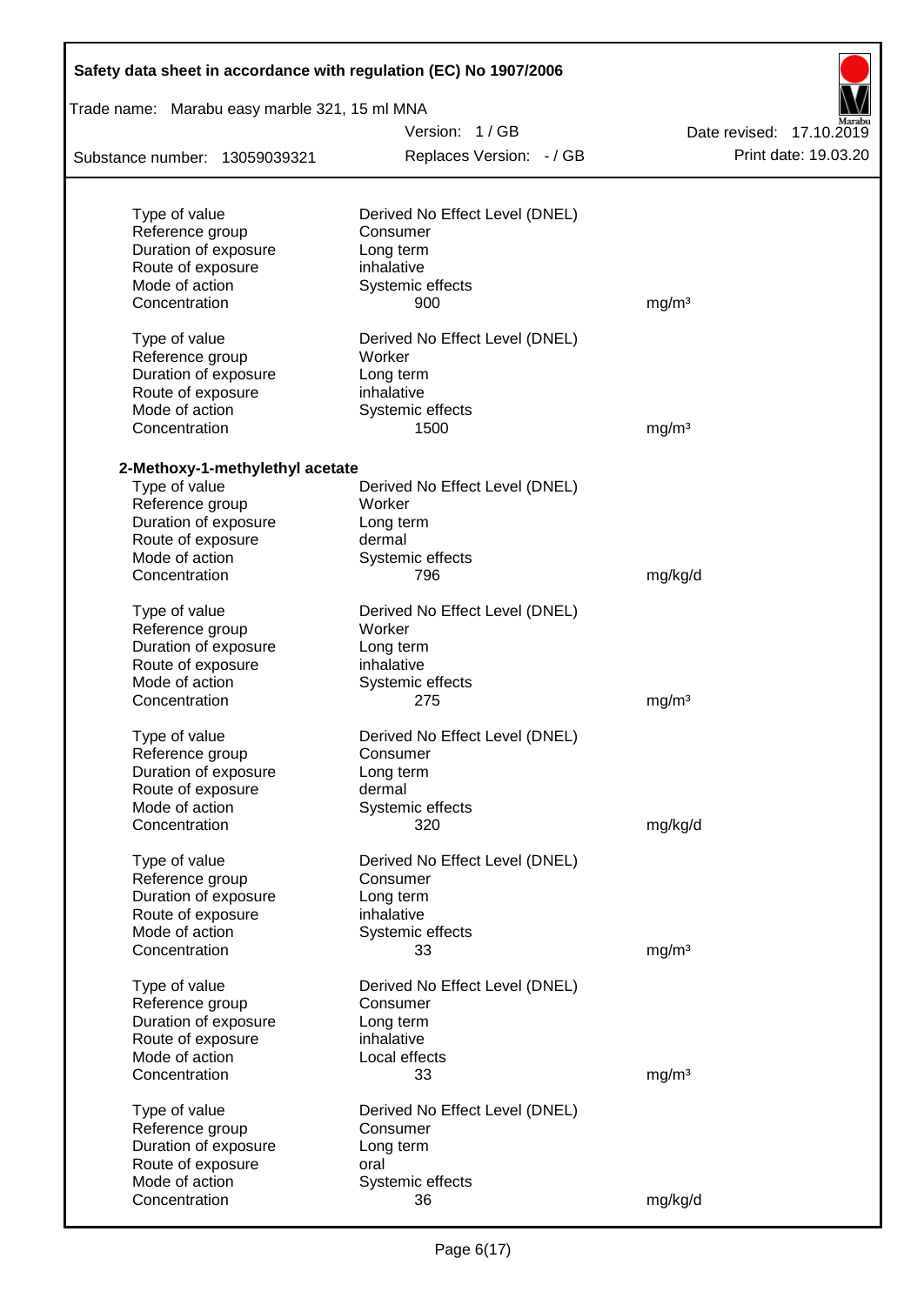| | | |
|---|---|---|
| Type of value | Derived No Effect Level (DNEL) | |
| Reference group | Consumer | |
| Duration of exposure | Long term | |
| Route of exposure | inhalative | |
| Mode of action | Systemic effects | |
| Concentration | 900 | mg/m³ |
| | | |
| Type of value | Derived No Effect Level (DNEL) | |
| Reference group | Worker | |
| Duration of exposure | Long term | |
| Route of exposure | inhalative | |
| Mode of action | Systemic effects | |
| Concentration | 1500 | mg/m³ |

**2-Methoxy-1-methylethyl acetate**

| | | |
|---|---|---|
| Type of value | Derived No Effect Level (DNEL) | |
| Reference group | Worker | |
| Duration of exposure | Long term | |
| Route of exposure | dermal | |
| Mode of action | Systemic effects | |
| Concentration | 796 | mg/kg/d |
| | | |
| Type of value | Derived No Effect Level (DNEL) | |
| Reference group | Worker | |
| Duration of exposure | Long term | |
| Route of exposure | inhalative | |
| Mode of action | Systemic effects | |
| Concentration | 275 | mg/m³ |
| | | |
| Type of value | Derived No Effect Level (DNEL) | |
| Reference group | Consumer | |
| Duration of exposure | Long term | |
| Route of exposure | dermal | |
| Mode of action | Systemic effects | |
| Concentration | 320 | mg/kg/d |
| | | |
| Type of value | Derived No Effect Level (DNEL) | |
| Reference group | Consumer | |
| Duration of exposure | Long term | |
| Route of exposure | inhalative | |
| Mode of action | Systemic effects | |
| Concentration | 33 | mg/m³ |
| | | |
| Type of value | Derived No Effect Level (DNEL) | |
| Reference group | Consumer | |
| Duration of exposure | Long term | |
| Route of exposure | inhalative | |
| Mode of action | Local effects | |
| Concentration | 33 | mg/m³ |
| | | |
| Type of value | Derived No Effect Level (DNEL) | |
| Reference group | Consumer | |
| Duration of exposure | Long term | |
| Route of exposure | oral | |
| Mode of action | Systemic effects | |
| Concentration | 36 | mg/kg/d |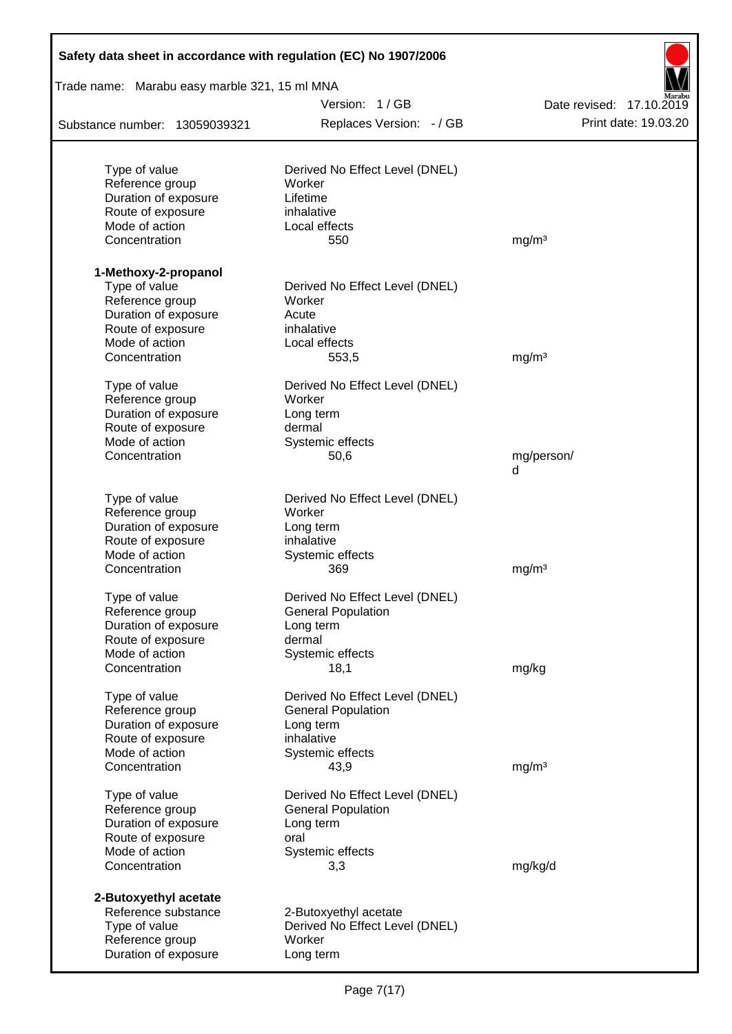| | | |
|---|---|---|
| Type of value | Derived No Effect Level (DNEL) | |
| Reference group | Worker | |
| Duration of exposure | Lifetime | |
| Route of exposure | inhalative | |
| Mode of action | Local effects | |
| Concentration | 550 | mg/m³ |

**1-Methoxy-2-propanol**

| | | |
|---|---|---|
| Type of value | Derived No Effect Level (DNEL) | |
| Reference group | Worker | |
| Duration of exposure | Acute | |
| Route of exposure | inhalative | |
| Mode of action | Local effects | |
| Concentration | 553,5 | mg/m³ |

| | | |
|---|---|---|
| Type of value | Derived No Effect Level (DNEL) | |
| Reference group | Worker | |
| Duration of exposure | Long term | |
| Route of exposure | dermal | |
| Mode of action | Systemic effects | |
| Concentration | 50,6 | mg/person/d |

| | | |
|---|---|---|
| Type of value | Derived No Effect Level (DNEL) | |
| Reference group | Worker | |
| Duration of exposure | Long term | |
| Route of exposure | inhalative | |
| Mode of action | Systemic effects | |
| Concentration | 369 | mg/m³ |

| | | |
|---|---|---|
| Type of value | Derived No Effect Level (DNEL) | |
| Reference group | General Population | |
| Duration of exposure | Long term | |
| Route of exposure | dermal | |
| Mode of action | Systemic effects | |
| Concentration | 18,1 | mg/kg |

| | | |
|---|---|---|
| Type of value | Derived No Effect Level (DNEL) | |
| Reference group | General Population | |
| Duration of exposure | Long term | |
| Route of exposure | inhalative | |
| Mode of action | Systemic effects | |
| Concentration | 43,9 | mg/m³ |

| | | |
|---|---|---|
| Type of value | Derived No Effect Level (DNEL) | |
| Reference group | General Population | |
| Duration of exposure | Long term | |
| Route of exposure | oral | |
| Mode of action | Systemic effects | |
| Concentration | 3,3 | mg/kg/d |

**2-Butoxyethyl acetate**

| | | |
|---|---|---|
| Reference substance | 2-Butoxyethyl acetate | |
| Type of value | Derived No Effect Level (DNEL) | |
| Reference group | Worker | |
| Duration of exposure | Long term | |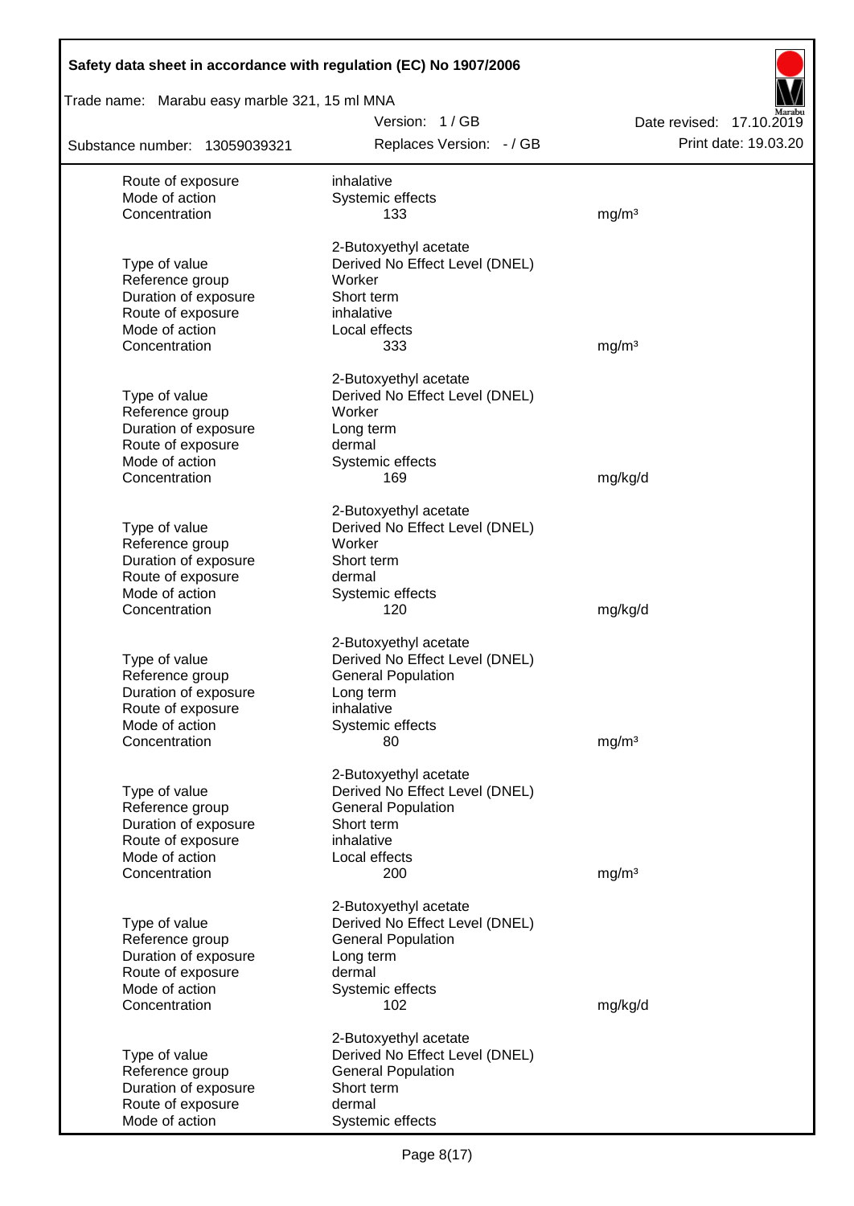| | | |
|---|---|---|
| Route of exposure | inhalative | |
| Mode of action | Systemic effects | |
| Concentration | 133 | mg/m³ |
| | 2-Butoxyethyl acetate | |
| Type of value | Derived No Effect Level (DNEL) | |
| Reference group | Worker | |
| Duration of exposure | Short term | |
| Route of exposure | inhalative | |
| Mode of action | Local effects | |
| Concentration | 333 | mg/m³ |
| | 2-Butoxyethyl acetate | |
| Type of value | Derived No Effect Level (DNEL) | |
| Reference group | Worker | |
| Duration of exposure | Long term | |
| Route of exposure | dermal | |
| Mode of action | Systemic effects | |
| Concentration | 169 | mg/kg/d |
| | 2-Butoxyethyl acetate | |
| Type of value | Derived No Effect Level (DNEL) | |
| Reference group | Worker | |
| Duration of exposure | Short term | |
| Route of exposure | dermal | |
| Mode of action | Systemic effects | |
| Concentration | 120 | mg/kg/d |
| | 2-Butoxyethyl acetate | |
| Type of value | Derived No Effect Level (DNEL) | |
| Reference group | General Population | |
| Duration of exposure | Long term | |
| Route of exposure | inhalative | |
| Mode of action | Systemic effects | |
| Concentration | 80 | mg/m³ |
| | 2-Butoxyethyl acetate | |
| Type of value | Derived No Effect Level (DNEL) | |
| Reference group | General Population | |
| Duration of exposure | Short term | |
| Route of exposure | inhalative | |
| Mode of action | Local effects | |
| Concentration | 200 | mg/m³ |
| | 2-Butoxyethyl acetate | |
| Type of value | Derived No Effect Level (DNEL) | |
| Reference group | General Population | |
| Duration of exposure | Long term | |
| Route of exposure | dermal | |
| Mode of action | Systemic effects | |
| Concentration | 102 | mg/kg/d |
| | 2-Butoxyethyl acetate | |
| Type of value | Derived No Effect Level (DNEL) | |
| Reference group | General Population | |
| Duration of exposure | Short term | |
| Route of exposure | dermal | |
| Mode of action | Systemic effects | |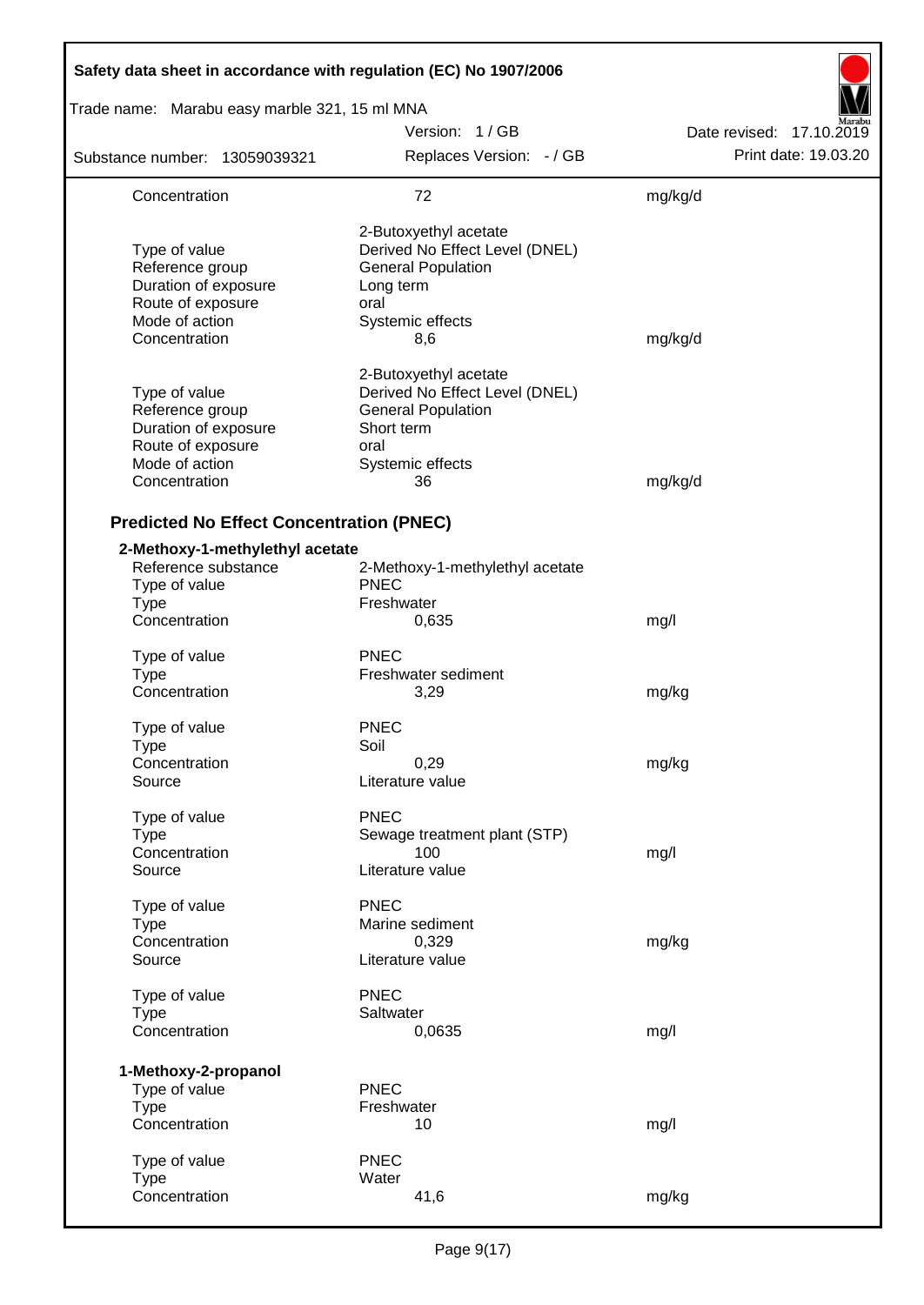| | | |
|---|---|---|
| Concentration | 72 | mg/kg/d |
| | 2-Butoxyethyl acetate | |
| Type of value | Derived No Effect Level (DNEL) | |
| Reference group | General Population | |
| Duration of exposure | Long term | |
| Route of exposure | oral | |
| Mode of action | Systemic effects | |
| Concentration | 8,6 | mg/kg/d |
| | 2-Butoxyethyl acetate | |
| Type of value | Derived No Effect Level (DNEL) | |
| Reference group | General Population | |
| Duration of exposure | Short term | |
| Route of exposure | oral | |
| Mode of action | Systemic effects | |
| Concentration | 36 | mg/kg/d |

## Predicted No Effect Concentration (PNEC)

### 2-Methoxy-1-methylethyl acetate

| | | |
|---|---|---|
| Reference substance | 2-Methoxy-1-methylethyl acetate | |
| Type of value | PNEC | |
| Type | Freshwater | |
| Concentration | 0,635 | mg/l |
| Type of value | PNEC | |
| Type | Freshwater sediment | |
| Concentration | 3,29 | mg/kg |
| Type of value | PNEC | |
| Type | Soil | |
| Concentration | 0,29 | mg/kg |
| Source | Literature value | |
| Type of value | PNEC | |
| Type | Sewage treatment plant (STP) | |
| Concentration | 100 | mg/l |
| Source | Literature value | |
| Type of value | PNEC | |
| Type | Marine sediment | |
| Concentration | 0,329 | mg/kg |
| Source | Literature value | |
| Type of value | PNEC | |
| Type | Saltwater | |
| Concentration | 0,0635 | mg/l |

### 1-Methoxy-2-propanol

| | | |
|---|---|---|
| Type of value | PNEC | |
| Type | Freshwater | |
| Concentration | 10 | mg/l |
| Type of value | PNEC | |
| Type | Water | |
| Concentration | 41,6 | mg/kg |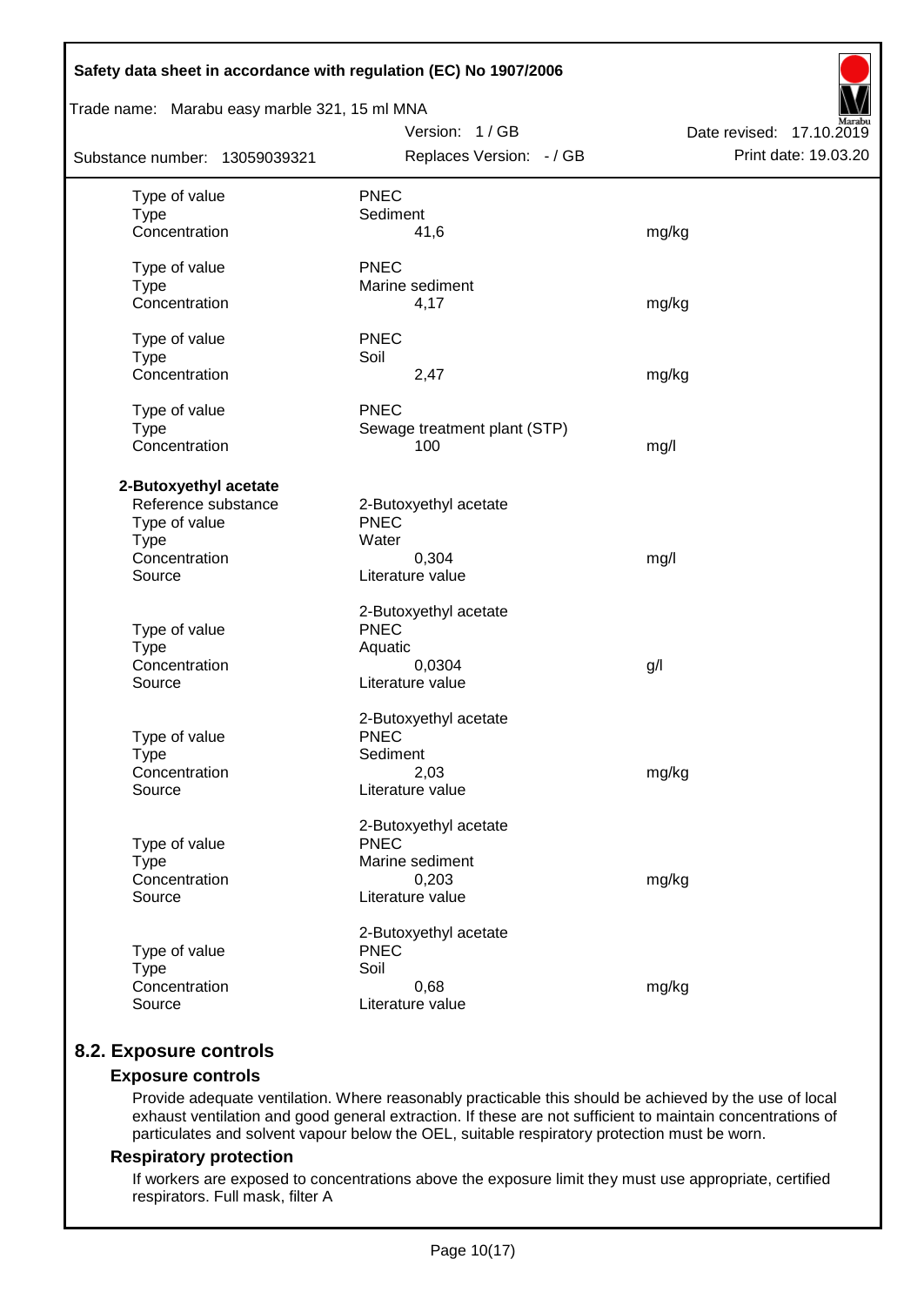| | | | |
|---|---|---|---|
| Type of value | PNEC | | |
| Type | Sediment | | |
| Concentration | 41,6 | mg/kg | |
| | | | |
| Type of value | PNEC | | |
| Type | Marine sediment | | |
| Concentration | 4,17 | mg/kg | |
| | | | |
| Type of value | PNEC | | |
| Type | Soil | | |
| Concentration | 2,47 | mg/kg | |
| | | | |
| Type of value | PNEC | | |
| Type | Sewage treatment plant (STP) | | |
| Concentration | 100 | mg/l | |

**2-Butoxyethyl acetate**

| | | |
|---|---|---|
| Reference substance | 2-Butoxyethyl acetate | |
| Type of value | PNEC | |
| Type | Water | |
| Concentration | 0,304 | mg/l |
| Source | Literature value | |
| | | |
| | 2-Butoxyethyl acetate | |
| Type of value | PNEC | |
| Type | Aquatic | |
| Concentration | 0,0304 | g/l |
| Source | Literature value | |
| | | |
| | 2-Butoxyethyl acetate | |
| Type of value | PNEC | |
| Type | Sediment | |
| Concentration | 2,03 | mg/kg |
| Source | Literature value | |
| | | |
| | 2-Butoxyethyl acetate | |
| Type of value | PNEC | |
| Type | Marine sediment | |
| Concentration | 0,203 | mg/kg |
| Source | Literature value | |
| | | |
| | 2-Butoxyethyl acetate | |
| Type of value | PNEC | |
| Type | Soil | |
| Concentration | 0,68 | mg/kg |
| Source | Literature value | |

## 8.2. Exposure controls

### Exposure controls

Provide adequate ventilation. Where reasonably practicable this should be achieved by the use of local exhaust ventilation and good general extraction. If these are not sufficient to maintain concentrations of particulates and solvent vapour below the OEL, suitable respiratory protection must be worn.

### Respiratory protection

If workers are exposed to concentrations above the exposure limit they must use appropriate, certified respirators. Full mask, filter A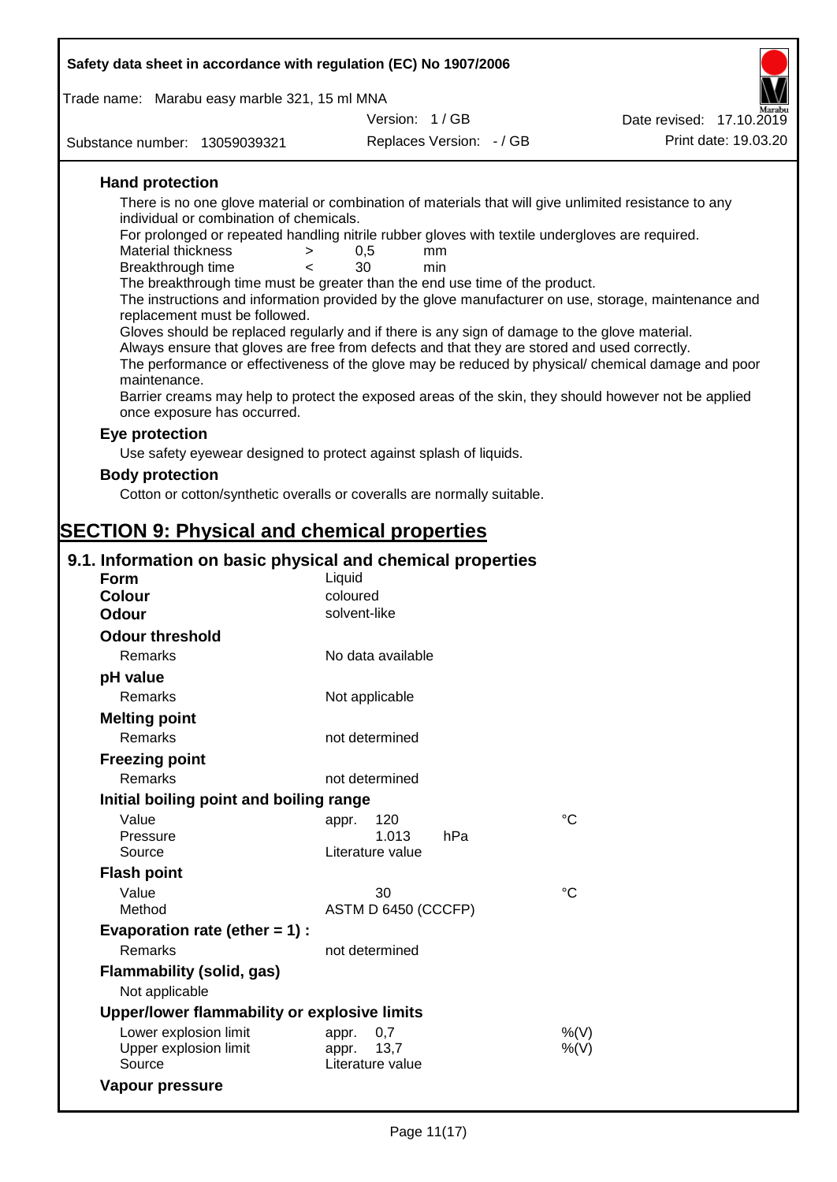### Hand protection

There is no one glove material or combination of materials that will give unlimited resistance to any individual or combination of chemicals.

For prolonged or repeated handling nitrile rubber gloves with textile undergloves are required.

| | | | |
|---|---|---|---|
| Material thickness | > | 0,5 | mm |
| Breakthrough time | < | 30 | min |

The breakthrough time must be greater than the end use time of the product.

The instructions and information provided by the glove manufacturer on use, storage, maintenance and replacement must be followed.

Gloves should be replaced regularly and if there is any sign of damage to the glove material.

Always ensure that gloves are free from defects and that they are stored and used correctly.

The performance or effectiveness of the glove may be reduced by physical/ chemical damage and poor maintenance.

Barrier creams may help to protect the exposed areas of the skin, they should however not be applied once exposure has occurred.

### Eye protection

Use safety eyewear designed to protect against splash of liquids.

### Body protection

Cotton or cotton/synthetic overalls or coveralls are normally suitable.

# SECTION 9: Physical and chemical properties

## 9.1. Information on basic physical and chemical properties

**Form** Liquid

**Colour** coloured

**Odour** solvent-like

**Odour threshold**

| | |
|---|---|
| Remarks | No data available |

**pH value**

| | |
|---|---|
| Remarks | Not applicable |

**Melting point**

| | |
|---|---|
| Remarks | not determined |

**Freezing point**

| | |
|---|---|
| Remarks | not determined |

**Initial boiling point and boiling range**

| | | |
|---|---|---|
| Value | appr. 120 | °C |
| Pressure | 1.013 hPa | |
| Source | Literature value | |

**Flash point**

| | | |
|---|---|---|
| Value | 30 | °C |
| Method | ASTM D 6450 (CCCFP) | |

**Evaporation rate (ether = 1) :**

| | |
|---|---|
| Remarks | not determined |

**Flammability (solid, gas)**

Not applicable

**Upper/lower flammability or explosive limits**

| | | |
|---|---|---|
| Lower explosion limit | appr. 0,7 | %(V) |
| Upper explosion limit | appr. 13,7 | %(V) |
| Source | Literature value | |

**Vapour pressure**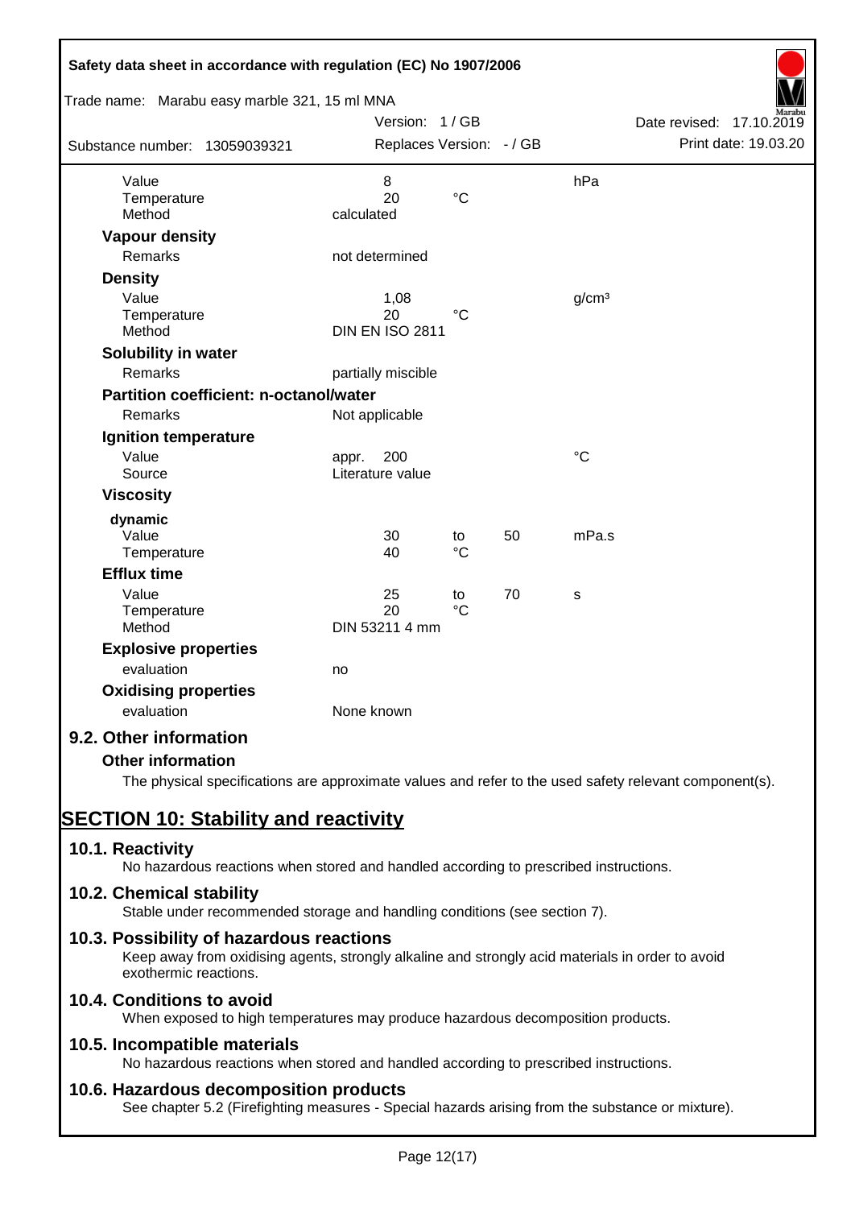| | | | | |
|---|---|---|---|---|
| Value | 8 | | | hPa |
| Temperature | 20 | °C | | |
| Method | calculated | | | |

**Vapour density**

| | |
|---|---|
| Remarks | not determined |

**Density**

| | | | | |
|---|---|---|---|---|
| Value | 1,08 | | | g/cm³ |
| Temperature | 20 | °C | | |
| Method | DIN EN ISO 2811 | | | |

**Solubility in water**

| | |
|---|---|
| Remarks | partially miscible |

**Partition coefficient: n-octanol/water**

| | |
|---|---|
| Remarks | Not applicable |

**Ignition temperature**

| | | |
|---|---|---|
| Value | appr. 200 | °C |
| Source | Literature value | |

**Viscosity**

**dynamic**

| | | | | |
|---|---|---|---|---|
| Value | 30 | to | 50 | mPa.s |
| Temperature | 40 | °C | | |

**Efflux time**

| | | | | |
|---|---|---|---|---|
| Value | 25 | to | 70 | s |
| Temperature | 20 | °C | | |
| Method | DIN 53211 4 mm | | | |

**Explosive properties**

| | |
|---|---|
| evaluation | no |

**Oxidising properties**

| | |
|---|---|
| evaluation | None known |

### 9.2. Other information

**Other information**

The physical specifications are approximate values and refer to the used safety relevant component(s).

## SECTION 10: Stability and reactivity

### 10.1. Reactivity

No hazardous reactions when stored and handled according to prescribed instructions.

### 10.2. Chemical stability

Stable under recommended storage and handling conditions (see section 7).

### 10.3. Possibility of hazardous reactions

Keep away from oxidising agents, strongly alkaline and strongly acid materials in order to avoid exothermic reactions.

### 10.4. Conditions to avoid

When exposed to high temperatures may produce hazardous decomposition products.

### 10.5. Incompatible materials

No hazardous reactions when stored and handled according to prescribed instructions.

### 10.6. Hazardous decomposition products

See chapter 5.2 (Firefighting measures - Special hazards arising from the substance or mixture).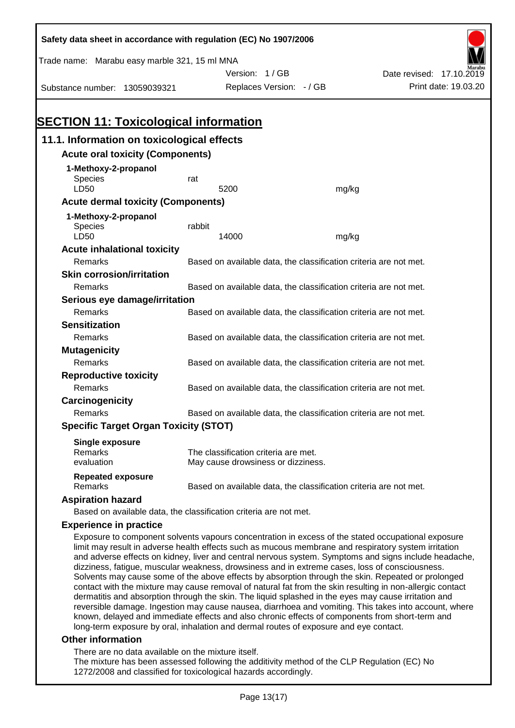## SECTION 11: Toxicological information

### 11.1. Information on toxicological effects

**Acute oral toxicity (Components)**

**1-Methoxy-2-propanol**

| | | |
|---|---|---|
| Species | rat | |
| LD50 | 5200 | mg/kg |

**Acute dermal toxicity (Components)**

**1-Methoxy-2-propanol**

| | | |
|---|---|---|
| Species | rabbit | |
| LD50 | 14000 | mg/kg |

**Acute inhalational toxicity**

Remarks: Based on available data, the classification criteria are not met.

**Skin corrosion/irritation**

Remarks: Based on available data, the classification criteria are not met.

**Serious eye damage/irritation**

Remarks: Based on available data, the classification criteria are not met.

**Sensitization**

Remarks: Based on available data, the classification criteria are not met.

**Mutagenicity**

Remarks: Based on available data, the classification criteria are not met.

**Reproductive toxicity**

Remarks: Based on available data, the classification criteria are not met.

**Carcinogenicity**

Remarks: Based on available data, the classification criteria are not met.

**Specific Target Organ Toxicity (STOT)**

**Single exposure**

Remarks: The classification criteria are met.
evaluation: May cause drowsiness or dizziness.

**Repeated exposure**

Remarks: Based on available data, the classification criteria are not met.

**Aspiration hazard**

Based on available data, the classification criteria are not met.

**Experience in practice**

Exposure to component solvents vapours concentration in excess of the stated occupational exposure limit may result in adverse health effects such as mucous membrane and respiratory system irritation and adverse effects on kidney, liver and central nervous system. Symptoms and signs include headache, dizziness, fatigue, muscular weakness, drowsiness and in extreme cases, loss of consciousness. Solvents may cause some of the above effects by absorption through the skin. Repeated or prolonged contact with the mixture may cause removal of natural fat from the skin resulting in non-allergic contact dermatitis and absorption through the skin. The liquid splashed in the eyes may cause irritation and reversible damage. Ingestion may cause nausea, diarrhoea and vomiting. This takes into account, where known, delayed and immediate effects and also chronic effects of components from short-term and long-term exposure by oral, inhalation and dermal routes of exposure and eye contact.

**Other information**

There are no data available on the mixture itself.
The mixture has been assessed following the additivity method of the CLP Regulation (EC) No 1272/2008 and classified for toxicological hazards accordingly.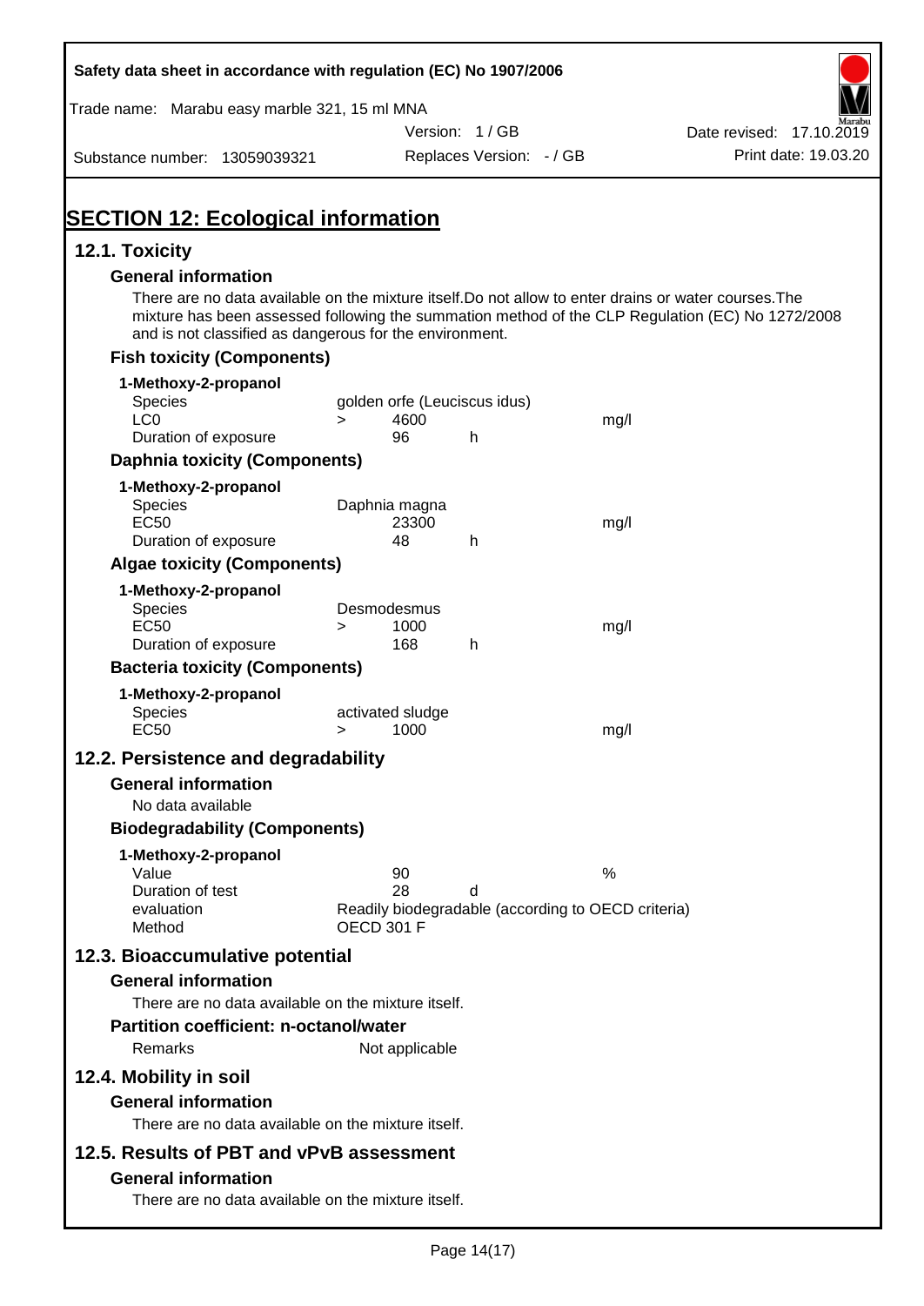# SECTION 12: Ecological information

## 12.1. Toxicity

### General information

There are no data available on the mixture itself.Do not allow to enter drains or water courses.The mixture has been assessed following the summation method of the CLP Regulation (EC) No 1272/2008 and is not classified as dangerous for the environment.

### Fish toxicity (Components)

**1-Methoxy-2-propanol**

| | | | | |
|---|---|---|---|---|
| Species | golden orfe (Leuciscus idus) | | | |
| LC0 | > | 4600 | | mg/l |
| Duration of exposure | | 96 | h | |

### Daphnia toxicity (Components)

**1-Methoxy-2-propanol**

| | | | | |
|---|---|---|---|---|
| Species | Daphnia magna | | | |
| EC50 | | 23300 | | mg/l |
| Duration of exposure | | 48 | h | |

### Algae toxicity (Components)

**1-Methoxy-2-propanol**

| | | | | |
|---|---|---|---|---|
| Species | Desmodesmus | | | |
| EC50 | > | 1000 | | mg/l |
| Duration of exposure | | 168 | h | |

### Bacteria toxicity (Components)

**1-Methoxy-2-propanol**

| | | | | |
|---|---|---|---|---|
| Species | activated sludge | | | |
| EC50 | > | 1000 | | mg/l |

## 12.2. Persistence and degradability

### General information

No data available

### Biodegradability (Components)

**1-Methoxy-2-propanol**

| | | | |
|---|---|---|---|
| Value | 90 | | % |
| Duration of test | 28 | d | |
| evaluation | Readily biodegradable (according to OECD criteria) | | |
| Method | OECD 301 F | | |

## 12.3. Bioaccumulative potential

### General information

There are no data available on the mixture itself.

### Partition coefficient: n-octanol/water

Remarks: Not applicable

## 12.4. Mobility in soil

### General information

There are no data available on the mixture itself.

## 12.5. Results of PBT and vPvB assessment

### General information

There are no data available on the mixture itself.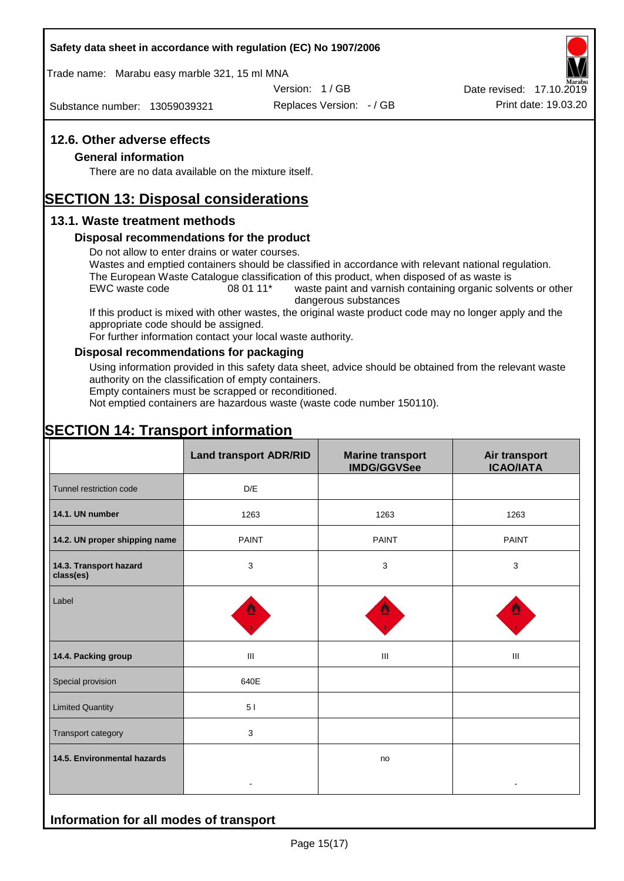## 12.6. Other adverse effects

### General information

There are no data available on the mixture itself.

# SECTION 13: Disposal considerations

## 13.1. Waste treatment methods

### Disposal recommendations for the product

Do not allow to enter drains or water courses.
Wastes and emptied containers should be classified in accordance with relevant national regulation.
The European Waste Catalogue classification of this product, when disposed of as waste is
EWC waste code 08 01 11* waste paint and varnish containing organic solvents or other dangerous substances
If this product is mixed with other wastes, the original waste product code may no longer apply and the appropriate code should be assigned.
For further information contact your local waste authority.

### Disposal recommendations for packaging

Using information provided in this safety data sheet, advice should be obtained from the relevant waste authority on the classification of empty containers.
Empty containers must be scrapped or reconditioned.
Not emptied containers are hazardous waste (waste code number 150110).

# SECTION 14: Transport information

| | Land transport ADR/RID | Marine transport IMDG/GGVSee | Air transport ICAO/IATA |
|---|---|---|---|
| Tunnel restriction code | D/E | | |
| 14.1. UN number | 1263 | 1263 | 1263 |
| 14.2. UN proper shipping name | PAINT | PAINT | PAINT |
| 14.3. Transport hazard class(es) | 3 | 3 | 3 |
| Label | | | |
| 14.4. Packing group | III | III | III |
| Special provision | 640E | | |
| Limited Quantity | 5 l | | |
| Transport category | 3 | | |
| 14.5. Environmental hazards | - | no | - |

## Information for all modes of transport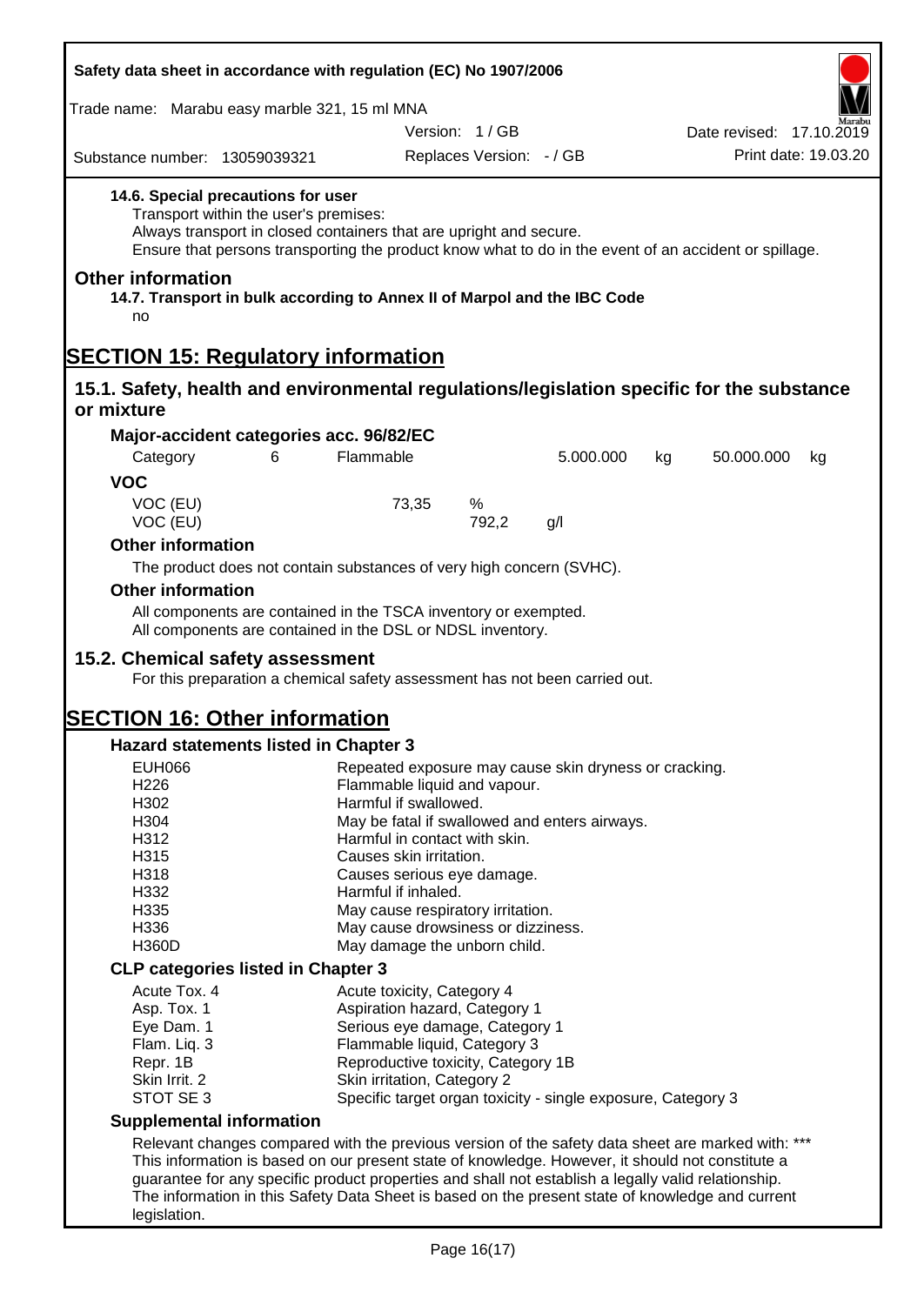#### 14.6. Special precautions for user

Transport within the user's premises:
Always transport in closed containers that are upright and secure.
Ensure that persons transporting the product know what to do in the event of an accident or spillage.

### Other information

#### 14.7. Transport in bulk according to Annex II of Marpol and the IBC Code

no

# SECTION 15: Regulatory information

## 15.1. Safety, health and environmental regulations/legislation specific for the substance or mixture

### Major-accident categories acc. 96/82/EC

| Category | 6 | Flammable | 5.000.000 | kg | 50.000.000 | kg |
|---|---|---|---|---|---|---|

### VOC

| VOC (EU) | 73,35 | % |
|---|---|---|
| VOC (EU) | 792,2 | g/l |

### Other information

The product does not contain substances of very high concern (SVHC).

### Other information

All components are contained in the TSCA inventory or exempted.
All components are contained in the DSL or NDSL inventory.

## 15.2. Chemical safety assessment

For this preparation a chemical safety assessment has not been carried out.

# SECTION 16: Other information

### Hazard statements listed in Chapter 3

| | |
|---|---|
| EUH066 | Repeated exposure may cause skin dryness or cracking. |
| H226 | Flammable liquid and vapour. |
| H302 | Harmful if swallowed. |
| H304 | May be fatal if swallowed and enters airways. |
| H312 | Harmful in contact with skin. |
| H315 | Causes skin irritation. |
| H318 | Causes serious eye damage. |
| H332 | Harmful if inhaled. |
| H335 | May cause respiratory irritation. |
| H336 | May cause drowsiness or dizziness. |
| H360D | May damage the unborn child. |

### CLP categories listed in Chapter 3

| | |
|---|---|
| Acute Tox. 4 | Acute toxicity, Category 4 |
| Asp. Tox. 1 | Aspiration hazard, Category 1 |
| Eye Dam. 1 | Serious eye damage, Category 1 |
| Flam. Liq. 3 | Flammable liquid, Category 3 |
| Repr. 1B | Reproductive toxicity, Category 1B |
| Skin Irrit. 2 | Skin irritation, Category 2 |
| STOT SE 3 | Specific target organ toxicity - single exposure, Category 3 |

### Supplemental information

Relevant changes compared with the previous version of the safety data sheet are marked with: ***
This information is based on our present state of knowledge. However, it should not constitute a guarantee for any specific product properties and shall not establish a legally valid relationship.
The information in this Safety Data Sheet is based on the present state of knowledge and current legislation.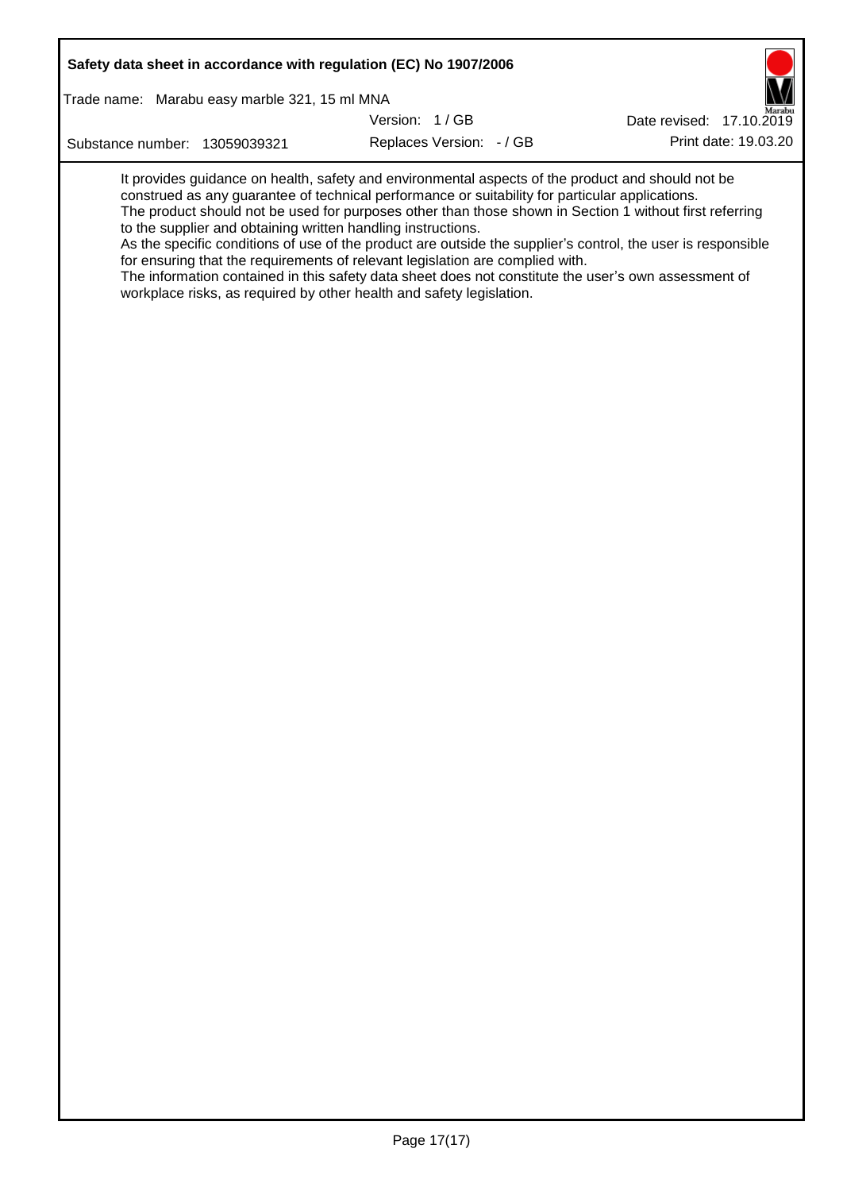It provides guidance on health, safety and environmental aspects of the product and should not be construed as any guarantee of technical performance or suitability for particular applications.
The product should not be used for purposes other than those shown in Section 1 without first referring to the supplier and obtaining written handling instructions.
As the specific conditions of use of the product are outside the supplier's control, the user is responsible for ensuring that the requirements of relevant legislation are complied with.
The information contained in this safety data sheet does not constitute the user's own assessment of workplace risks, as required by other health and safety legislation.